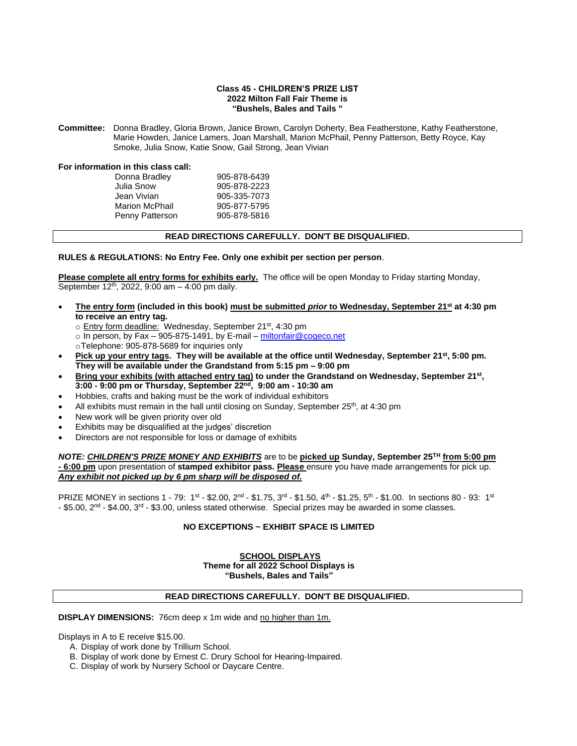**Class 45 - CHILDREN'S PRIZE LIST**
**2022 Milton Fall Fair Theme is**
**"Bushels, Bales and Tails "**

**Committee:** Donna Bradley, Gloria Brown, Janice Brown, Carolyn Doherty, Bea Featherstone, Kathy Featherstone, Marie Howden, Janice Lamers, Joan Marshall, Marion McPhail, Penny Patterson, Betty Royce, Kay Smoke, Julia Snow, Katie Snow, Gail Strong, Jean Vivian

**For information in this class call:**

| | |
|---|---|
| Donna Bradley | 905-878-6439 |
| Julia Snow | 905-878-2223 |
| Jean Vivian | 905-335-7073 |
| Marion McPhail | 905-877-5795 |
| Penny Patterson | 905-878-5816 |

**READ DIRECTIONS CAREFULLY. DON'T BE DISQUALIFIED.**

**RULES & REGULATIONS: No Entry Fee. Only one exhibit per section per person**.

**Please complete all entry forms for exhibits early.** The office will be open Monday to Friday starting Monday, September 12th, 2022, 9:00 am – 4:00 pm daily.

- **The entry form (included in this book) must be submitted *prior* to Wednesday, September 21st at 4:30 pm to receive an entry tag.**
  - Entry form deadline: Wednesday, September 21st, 4:30 pm
  - In person, by Fax – 905-875-1491, by E-mail – miltonfair@cogeco.net
  - Telephone: 905-878-5689 for inquiries only
- **Pick up your entry tags. They will be available at the office until Wednesday, September 21st, 5:00 pm. They will be available under the Grandstand from 5:15 pm – 9:00 pm**
- **Bring your exhibits (with attached entry tag) to under the Grandstand on Wednesday, September 21st, 3:00 - 9:00 pm or Thursday, September 22nd, 9:00 am - 10:30 am**
- Hobbies, crafts and baking must be the work of individual exhibitors
- All exhibits must remain in the hall until closing on Sunday, September 25th, at 4:30 pm
- New work will be given priority over old
- Exhibits may be disqualified at the judges' discretion
- Directors are not responsible for loss or damage of exhibits

***NOTE: CHILDREN'S PRIZE MONEY AND EXHIBITS*** are to be **picked up** **Sunday, September 25TH** **from 5:00 pm - 6:00 pm** upon presentation of **stamped exhibitor pass. Please** ensure you have made arrangements for pick up. ***Any exhibit not picked up by 6 pm sharp will be disposed of.***

PRIZE MONEY in sections 1 - 79: 1st - $2.00, 2nd - $1.75, 3rd - $1.50, 4th - $1.25, 5th - $1.00. In sections 80 - 93: 1st - $5.00, 2nd - $4.00, 3rd - $3.00, unless stated otherwise. Special prizes may be awarded in some classes.

**NO EXCEPTIONS ~ EXHIBIT SPACE IS LIMITED**

**SCHOOL DISPLAYS**
**Theme for all 2022 School Displays is**
**"Bushels, Bales and Tails"**

**READ DIRECTIONS CAREFULLY. DON'T BE DISQUALIFIED.**

**DISPLAY DIMENSIONS:** 76cm deep x 1m wide and no higher than 1m.

Displays in A to E receive $15.00.

A. Display of work done by Trillium School.
B. Display of work done by Ernest C. Drury School for Hearing-Impaired.
C. Display of work by Nursery School or Daycare Centre.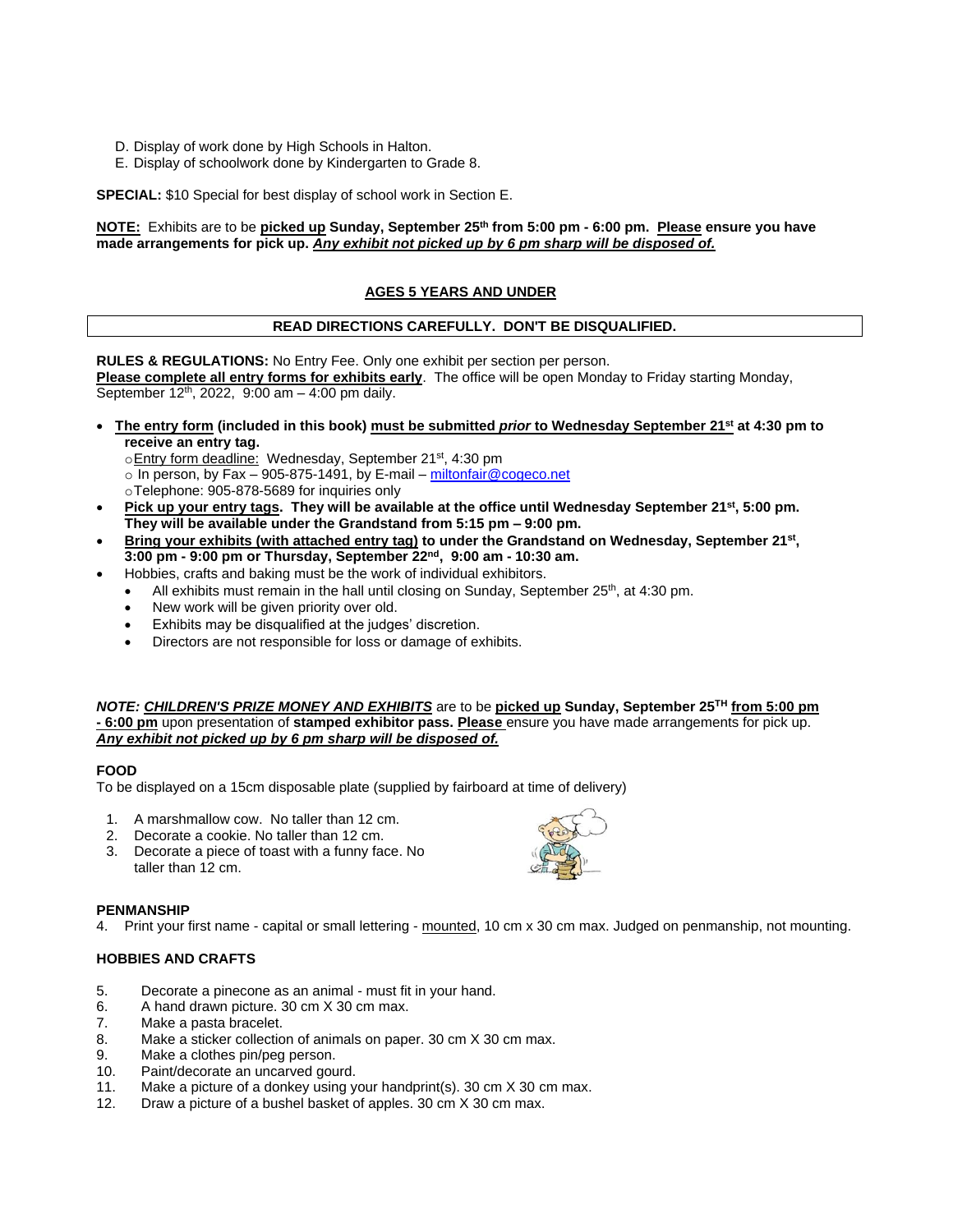D. Display of work done by High Schools in Halton.
E. Display of schoolwork done by Kindergarten to Grade 8.

**SPECIAL:** $10 Special for best display of school work in Section E.

**NOTE: Exhibits are to be picked up Sunday, September 25th from 5:00 pm - 6:00 pm. Please ensure you have made arrangements for pick up. *Any exhibit not picked up by 6 pm sharp will be disposed of.***

## AGES 5 YEARS AND UNDER

**READ DIRECTIONS CAREFULLY. DON'T BE DISQUALIFIED.**

**RULES & REGULATIONS:** No Entry Fee. Only one exhibit per section per person.
**Please complete all entry forms for exhibits early**. The office will be open Monday to Friday starting Monday, September 12th, 2022, 9:00 am – 4:00 pm daily.

- **The entry form (included in this book) must be submitted *prior* to Wednesday September 21st at 4:30 pm to receive an entry tag.**
  - Entry form deadline: Wednesday, September 21st, 4:30 pm
  - In person, by Fax – 905-875-1491, by E-mail – miltonfair@cogeco.net
  - Telephone: 905-878-5689 for inquiries only
- **Pick up your entry tags. They will be available at the office until Wednesday September 21st, 5:00 pm. They will be available under the Grandstand from 5:15 pm – 9:00 pm.**
- **Bring your exhibits (with attached entry tag) to under the Grandstand on Wednesday, September 21st, 3:00 pm - 9:00 pm or Thursday, September 22nd, 9:00 am - 10:30 am.**
- Hobbies, crafts and baking must be the work of individual exhibitors.
  - All exhibits must remain in the hall until closing on Sunday, September 25th, at 4:30 pm.
  - New work will be given priority over old.
  - Exhibits may be disqualified at the judges' discretion.
  - Directors are not responsible for loss or damage of exhibits.

***NOTE: CHILDREN'S PRIZE MONEY AND EXHIBITS*** are to be **picked up Sunday, September 25TH from 5:00 pm - 6:00 pm** upon presentation of **stamped exhibitor pass. Please** ensure you have made arrangements for pick up. ***Any exhibit not picked up by 6 pm sharp will be disposed of.***

### FOOD

To be displayed on a 15cm disposable plate (supplied by fairboard at time of delivery)

1. A marshmallow cow. No taller than 12 cm.
2. Decorate a cookie. No taller than 12 cm.
3. Decorate a piece of toast with a funny face. No taller than 12 cm.

### PENMANSHIP

4. Print your first name - capital or small lettering - mounted, 10 cm x 30 cm max. Judged on penmanship, not mounting.

### HOBBIES AND CRAFTS

5. Decorate a pinecone as an animal - must fit in your hand.
6. A hand drawn picture. 30 cm X 30 cm max.
7. Make a pasta bracelet.
8. Make a sticker collection of animals on paper. 30 cm X 30 cm max.
9. Make a clothes pin/peg person.
10. Paint/decorate an uncarved gourd.
11. Make a picture of a donkey using your handprint(s). 30 cm X 30 cm max.
12. Draw a picture of a bushel basket of apples. 30 cm X 30 cm max.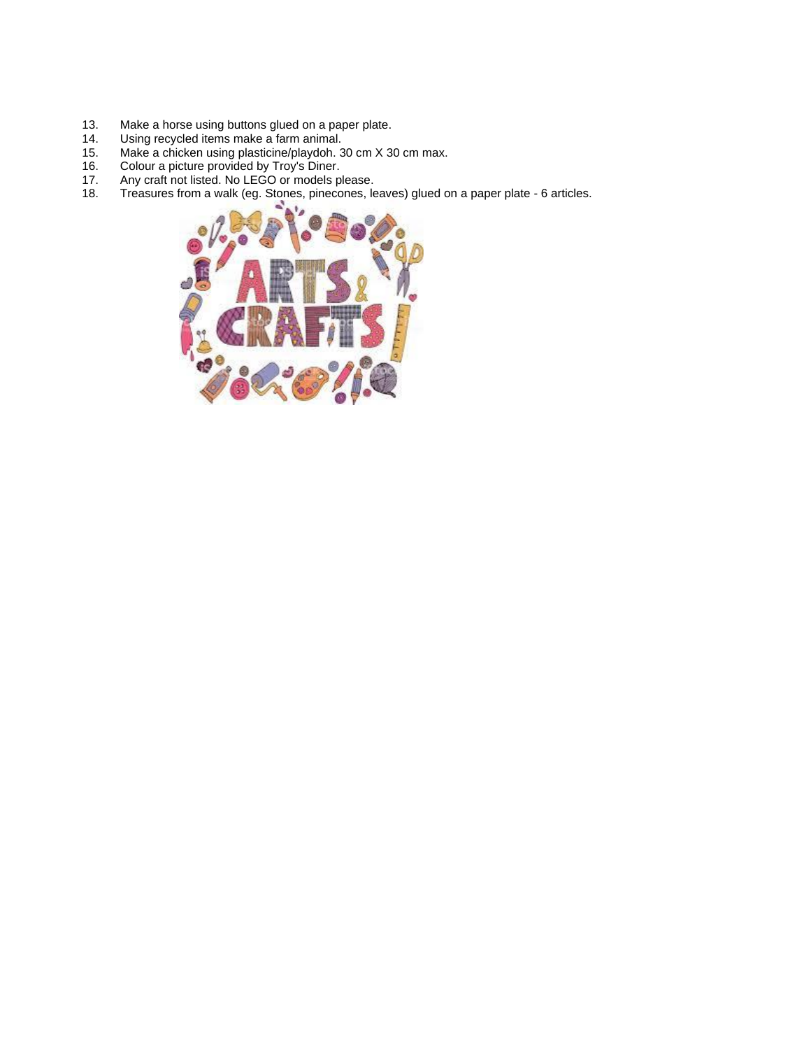13. Make a horse using buttons glued on a paper plate.
14. Using recycled items make a farm animal.
15. Make a chicken using plasticine/playdoh. 30 cm X 30 cm max.
16. Colour a picture provided by Troy's Diner.
17. Any craft not listed. No LEGO or models please.
18. Treasures from a walk (eg. Stones, pinecones, leaves) glued on a paper plate - 6 articles.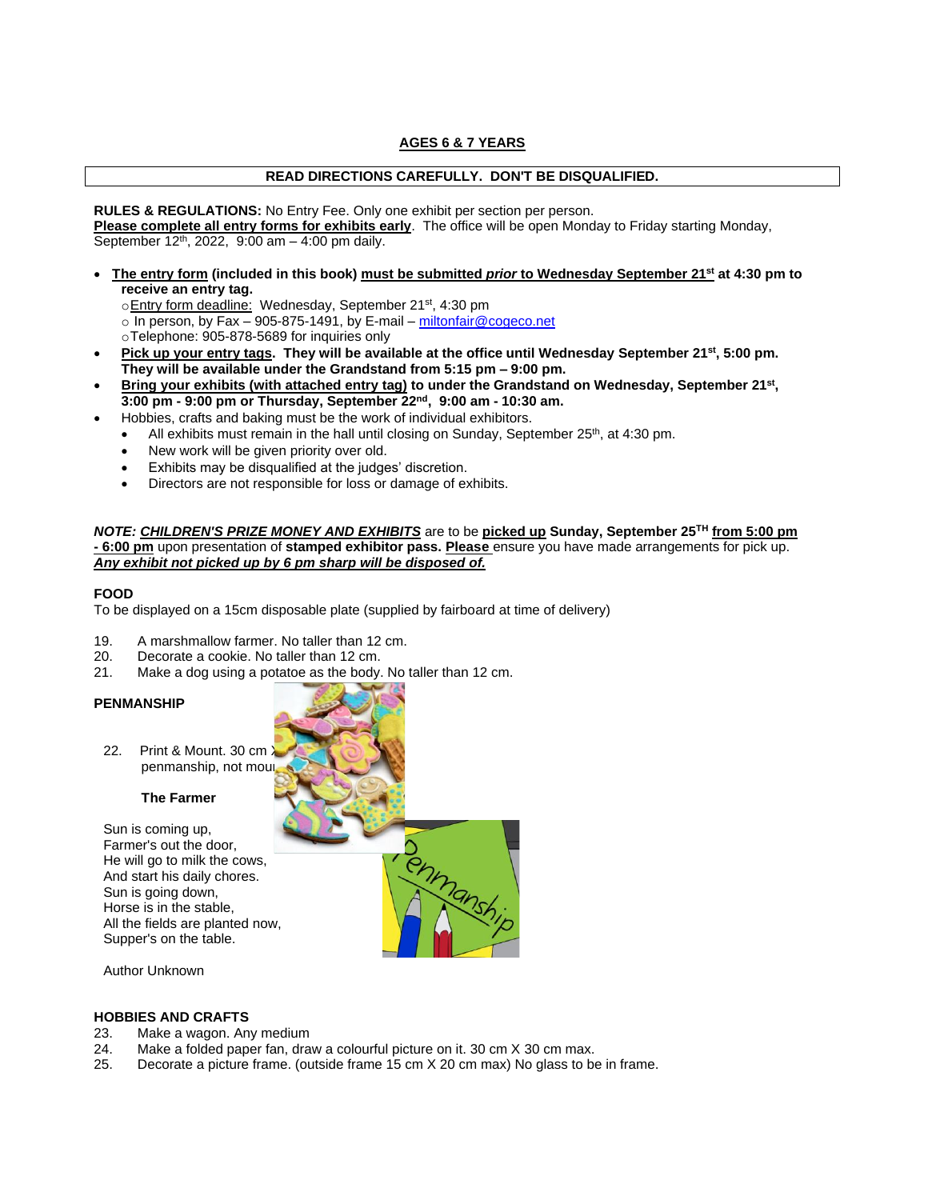## AGES 6 & 7 YEARS

**READ DIRECTIONS CAREFULLY. DON'T BE DISQUALIFIED.**

**RULES & REGULATIONS:** No Entry Fee. Only one exhibit per section per person.
**Please complete all entry forms for exhibits early**. The office will be open Monday to Friday starting Monday, September 12th, 2022, 9:00 am – 4:00 pm daily.

- **The entry form (included in this book) must be submitted *prior* to Wednesday September 21st at 4:30 pm to receive an entry tag.**
  - Entry form deadline: Wednesday, September 21st, 4:30 pm
  - In person, by Fax – 905-875-1491, by E-mail – miltonfair@cogeco.net
  - Telephone: 905-878-5689 for inquiries only
- **Pick up your entry tags. They will be available at the office until Wednesday September 21st, 5:00 pm. They will be available under the Grandstand from 5:15 pm – 9:00 pm.**
- **Bring your exhibits (with attached entry tag) to under the Grandstand on Wednesday, September 21st, 3:00 pm - 9:00 pm or Thursday, September 22nd, 9:00 am - 10:30 am.**
- Hobbies, crafts and baking must be the work of individual exhibitors.
  - All exhibits must remain in the hall until closing on Sunday, September 25th, at 4:30 pm.
  - New work will be given priority over old.
  - Exhibits may be disqualified at the judges' discretion.
  - Directors are not responsible for loss or damage of exhibits.

***NOTE: CHILDREN'S PRIZE MONEY AND EXHIBITS*** are to be **picked up Sunday, September 25TH from 5:00 pm - 6:00 pm** upon presentation of **stamped exhibitor pass. Please** ensure you have made arrangements for pick up. ***Any exhibit not picked up by 6 pm sharp will be disposed of.***

### FOOD

To be displayed on a 15cm disposable plate (supplied by fairboard at time of delivery)

19. A marshmallow farmer. No taller than 12 cm.
20. Decorate a cookie. No taller than 12 cm.
21. Make a dog using a potatoe as the body. No taller than 12 cm.

### PENMANSHIP

22. Print & Mount. 30 cm X penmanship, not mou

**The Farmer**

Sun is coming up,
Farmer's out the door,
He will go to milk the cows,
And start his daily chores.
Sun is going down,
Horse is in the stable,
All the fields are planted now,
Supper's on the table.

Author Unknown

### HOBBIES AND CRAFTS

23. Make a wagon. Any medium
24. Make a folded paper fan, draw a colourful picture on it. 30 cm X 30 cm max.
25. Decorate a picture frame. (outside frame 15 cm X 20 cm max) No glass to be in frame.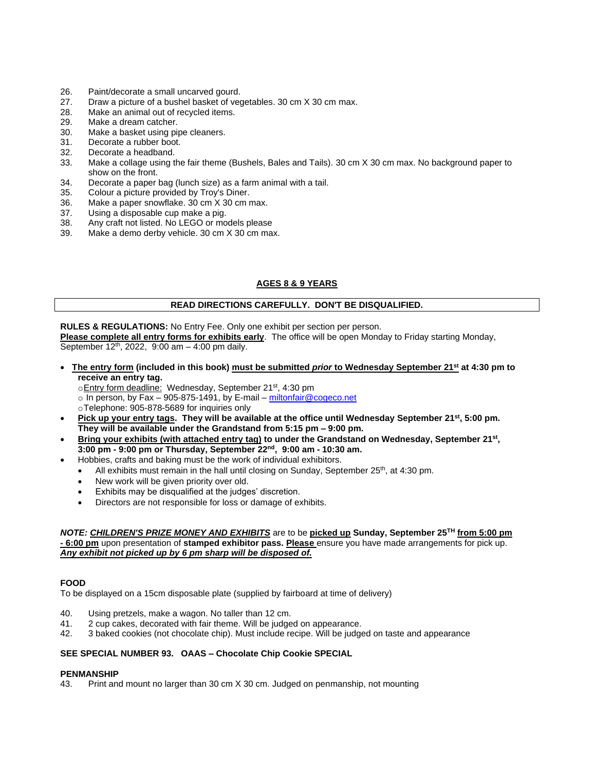26. Paint/decorate a small uncarved gourd.
27. Draw a picture of a bushel basket of vegetables. 30 cm X 30 cm max.
28. Make an animal out of recycled items.
29. Make a dream catcher.
30. Make a basket using pipe cleaners.
31. Decorate a rubber boot.
32. Decorate a headband.
33. Make a collage using the fair theme (Bushels, Bales and Tails). 30 cm X 30 cm max. No background paper to show on the front.
34. Decorate a paper bag (lunch size) as a farm animal with a tail.
35. Colour a picture provided by Troy's Diner.
36. Make a paper snowflake. 30 cm X 30 cm max.
37. Using a disposable cup make a pig.
38. Any craft not listed. No LEGO or models please
39. Make a demo derby vehicle. 30 cm X 30 cm max.

## AGES 8 & 9 YEARS

**READ DIRECTIONS CAREFULLY. DON'T BE DISQUALIFIED.**

**RULES & REGULATIONS:** No Entry Fee. Only one exhibit per section per person.
**Please complete all entry forms for exhibits early**. The office will be open Monday to Friday starting Monday, September 12th, 2022, 9:00 am – 4:00 pm daily.

- **The entry form (included in this book) must be submitted *prior* to Wednesday September 21st at 4:30 pm to receive an entry tag.**
  - Entry form deadline: Wednesday, September 21st, 4:30 pm
  - In person, by Fax – 905-875-1491, by E-mail – miltonfair@cogeco.net
  - Telephone: 905-878-5689 for inquiries only
- **Pick up your entry tags. They will be available at the office until Wednesday September 21st, 5:00 pm. They will be available under the Grandstand from 5:15 pm – 9:00 pm.**
- **Bring your exhibits (with attached entry tag) to under the Grandstand on Wednesday, September 21st, 3:00 pm - 9:00 pm or Thursday, September 22nd, 9:00 am - 10:30 am.**
- Hobbies, crafts and baking must be the work of individual exhibitors.
  - All exhibits must remain in the hall until closing on Sunday, September 25th, at 4:30 pm.
  - New work will be given priority over old.
  - Exhibits may be disqualified at the judges' discretion.
  - Directors are not responsible for loss or damage of exhibits.

***NOTE: CHILDREN'S PRIZE MONEY AND EXHIBITS*** are to be **picked up** **Sunday, September 25TH** **from 5:00 pm - 6:00 pm** upon presentation of **stamped exhibitor pass. Please** ensure you have made arrangements for pick up. ***Any exhibit not picked up by 6 pm sharp will be disposed of.***

**FOOD**
To be displayed on a 15cm disposable plate (supplied by fairboard at time of delivery)

40. Using pretzels, make a wagon. No taller than 12 cm.
41. 2 cup cakes, decorated with fair theme. Will be judged on appearance.
42. 3 baked cookies (not chocolate chip). Must include recipe. Will be judged on taste and appearance

**SEE SPECIAL NUMBER 93. OAAS – Chocolate Chip Cookie SPECIAL**

**PENMANSHIP**
43. Print and mount no larger than 30 cm X 30 cm. Judged on penmanship, not mounting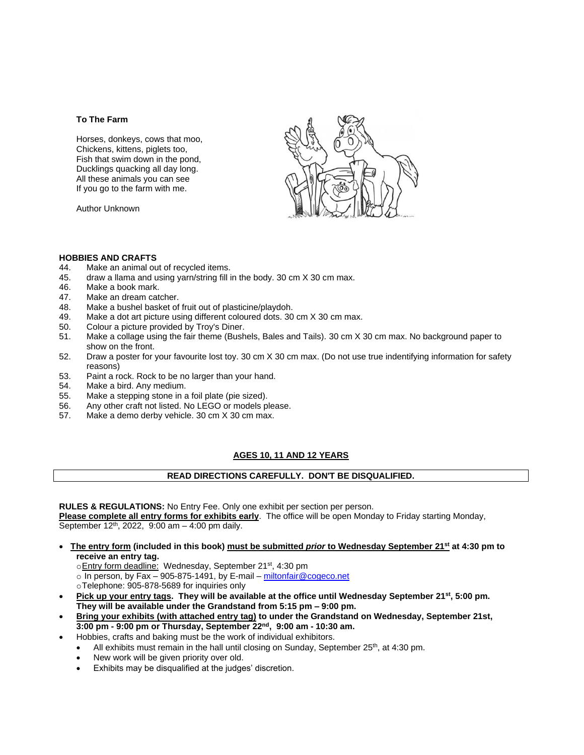**To The Farm**

Horses, donkeys, cows that moo,
Chickens, kittens, piglets too,
Fish that swim down in the pond,
Ducklings quacking all day long.
All these animals you can see
If you go to the farm with me.

Author Unknown

**HOBBIES AND CRAFTS**

44. Make an animal out of recycled items.
45. draw a llama and using yarn/string fill in the body. 30 cm X 30 cm max.
46. Make a book mark.
47. Make an dream catcher.
48. Make a bushel basket of fruit out of plasticine/playdoh.
49. Make a dot art picture using different coloured dots. 30 cm X 30 cm max.
50. Colour a picture provided by Troy's Diner.
51. Make a collage using the fair theme (Bushels, Bales and Tails). 30 cm X 30 cm max. No background paper to show on the front.
52. Draw a poster for your favourite lost toy. 30 cm X 30 cm max. (Do not use true indentifying information for safety reasons)
53. Paint a rock. Rock to be no larger than your hand.
54. Make a bird. Any medium.
55. Make a stepping stone in a foil plate (pie sized).
56. Any other craft not listed. No LEGO or models please.
57. Make a demo derby vehicle. 30 cm X 30 cm max.

## AGES 10, 11 AND 12 YEARS

**READ DIRECTIONS CAREFULLY. DON'T BE DISQUALIFIED.**

**RULES & REGULATIONS:** No Entry Fee. Only one exhibit per section per person.
**Please complete all entry forms for exhibits early**. The office will be open Monday to Friday starting Monday, September 12th, 2022, 9:00 am – 4:00 pm daily.

- **The entry form (included in this book) must be submitted *prior* to Wednesday September 21st at 4:30 pm to receive an entry tag.**
  - Entry form deadline: Wednesday, September 21st, 4:30 pm
  - In person, by Fax – 905-875-1491, by E-mail – miltonfair@cogeco.net
  - Telephone: 905-878-5689 for inquiries only
- **Pick up your entry tags. They will be available at the office until Wednesday September 21st, 5:00 pm. They will be available under the Grandstand from 5:15 pm – 9:00 pm.**
- **Bring your exhibits (with attached entry tag) to under the Grandstand on Wednesday, September 21st, 3:00 pm - 9:00 pm or Thursday, September 22nd, 9:00 am - 10:30 am.**
- Hobbies, crafts and baking must be the work of individual exhibitors.
  - All exhibits must remain in the hall until closing on Sunday, September 25th, at 4:30 pm.
  - New work will be given priority over old.
  - Exhibits may be disqualified at the judges' discretion.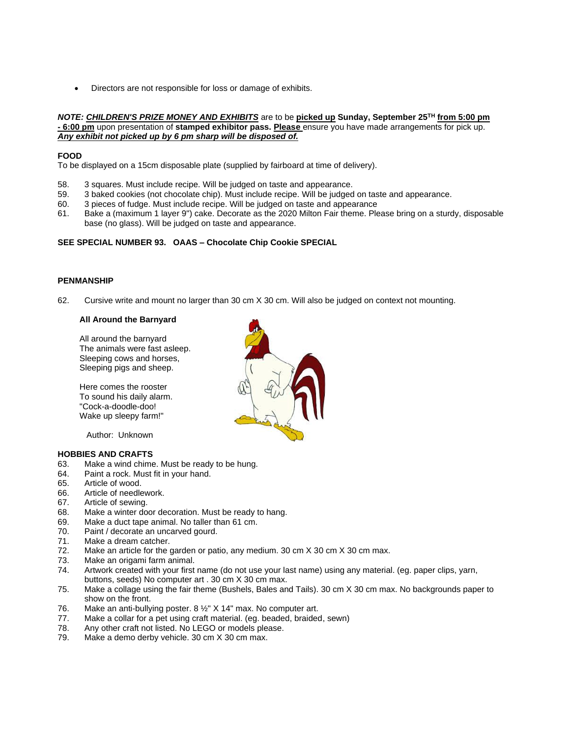- Directors are not responsible for loss or damage of exhibits.

***NOTE: CHILDREN'S PRIZE MONEY AND EXHIBITS*** are to be **picked up Sunday, September 25TH from 5:00 pm - 6:00 pm** upon presentation of **stamped exhibitor pass. Please** ensure you have made arrangements for pick up. ***Any exhibit not picked up by 6 pm sharp will be disposed of.***

**FOOD**

To be displayed on a 15cm disposable plate (supplied by fairboard at time of delivery).

58. 3 squares. Must include recipe. Will be judged on taste and appearance.
59. 3 baked cookies (not chocolate chip). Must include recipe. Will be judged on taste and appearance.
60. 3 pieces of fudge. Must include recipe. Will be judged on taste and appearance
61. Bake a (maximum 1 layer 9") cake. Decorate as the 2020 Milton Fair theme. Please bring on a sturdy, disposable base (no glass). Will be judged on taste and appearance.

**SEE SPECIAL NUMBER 93. OAAS – Chocolate Chip Cookie SPECIAL**

**PENMANSHIP**

62. Cursive write and mount no larger than 30 cm X 30 cm. Will also be judged on context not mounting.

**All Around the Barnyard**

All around the barnyard
The animals were fast asleep.
Sleeping cows and horses,
Sleeping pigs and sheep.

Here comes the rooster
To sound his daily alarm.
"Cock-a-doodle-doo!
Wake up sleepy farm!"

Author: Unknown

**HOBBIES AND CRAFTS**

63. Make a wind chime. Must be ready to be hung.
64. Paint a rock. Must fit in your hand.
65. Article of wood.
66. Article of needlework.
67. Article of sewing.
68. Make a winter door decoration. Must be ready to hang.
69. Make a duct tape animal. No taller than 61 cm.
70. Paint / decorate an uncarved gourd.
71. Make a dream catcher.
72. Make an article for the garden or patio, any medium. 30 cm X 30 cm X 30 cm max.
73. Make an origami farm animal.
74. Artwork created with your first name (do not use your last name) using any material. (eg. paper clips, yarn, buttons, seeds) No computer art . 30 cm X 30 cm max.
75. Make a collage using the fair theme (Bushels, Bales and Tails). 30 cm X 30 cm max. No backgrounds paper to show on the front.
76. Make an anti-bullying poster. 8 ½" X 14" max. No computer art.
77. Make a collar for a pet using craft material. (eg. beaded, braided, sewn)
78. Any other craft not listed. No LEGO or models please.
79. Make a demo derby vehicle. 30 cm X 30 cm max.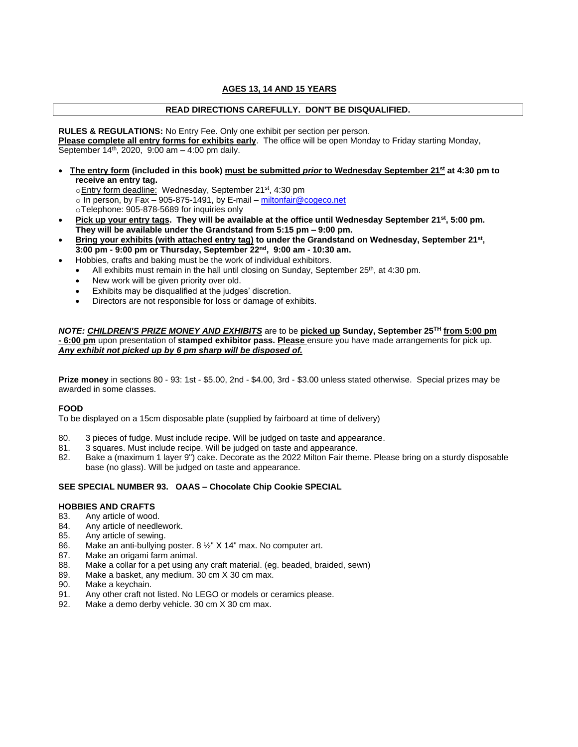## AGES 13, 14 AND 15 YEARS

**READ DIRECTIONS CAREFULLY. DON'T BE DISQUALIFIED.**

**RULES & REGULATIONS:** No Entry Fee. Only one exhibit per section per person.
**Please complete all entry forms for exhibits early**. The office will be open Monday to Friday starting Monday, September 14th, 2020, 9:00 am – 4:00 pm daily.

- **The entry form (included in this book) must be submitted *prior* to Wednesday September 21st at 4:30 pm to receive an entry tag.**
  - Entry form deadline: Wednesday, September 21st, 4:30 pm
  - In person, by Fax – 905-875-1491, by E-mail – miltonfair@cogeco.net
  - Telephone: 905-878-5689 for inquiries only
- **Pick up your entry tags. They will be available at the office until Wednesday September 21st, 5:00 pm. They will be available under the Grandstand from 5:15 pm – 9:00 pm.**
- **Bring your exhibits (with attached entry tag) to under the Grandstand on Wednesday, September 21st, 3:00 pm - 9:00 pm or Thursday, September 22nd, 9:00 am - 10:30 am.**
- Hobbies, crafts and baking must be the work of individual exhibitors.
  - All exhibits must remain in the hall until closing on Sunday, September 25th, at 4:30 pm.
  - New work will be given priority over old.
  - Exhibits may be disqualified at the judges' discretion.
  - Directors are not responsible for loss or damage of exhibits.

***NOTE: CHILDREN'S PRIZE MONEY AND EXHIBITS*** are to be **picked up Sunday, September 25TH from 5:00 pm - 6:00 pm** upon presentation of **stamped exhibitor pass. Please** ensure you have made arrangements for pick up. ***Any exhibit not picked up by 6 pm sharp will be disposed of.***

**Prize money** in sections 80 - 93: 1st - $5.00, 2nd - $4.00, 3rd - $3.00 unless stated otherwise. Special prizes may be awarded in some classes.

**FOOD**
To be displayed on a 15cm disposable plate (supplied by fairboard at time of delivery)

80. 3 pieces of fudge. Must include recipe. Will be judged on taste and appearance.
81. 3 squares. Must include recipe. Will be judged on taste and appearance.
82. Bake a (maximum 1 layer 9") cake. Decorate as the 2022 Milton Fair theme. Please bring on a sturdy disposable base (no glass). Will be judged on taste and appearance.

**SEE SPECIAL NUMBER 93. OAAS – Chocolate Chip Cookie SPECIAL**

**HOBBIES AND CRAFTS**

83. Any article of wood.
84. Any article of needlework.
85. Any article of sewing.
86. Make an anti-bullying poster. 8 ½" X 14" max. No computer art.
87. Make an origami farm animal.
88. Make a collar for a pet using any craft material. (eg. beaded, braided, sewn)
89. Make a basket, any medium. 30 cm X 30 cm max.
90. Make a keychain.
91. Any other craft not listed. No LEGO or models or ceramics please.
92. Make a demo derby vehicle. 30 cm X 30 cm max.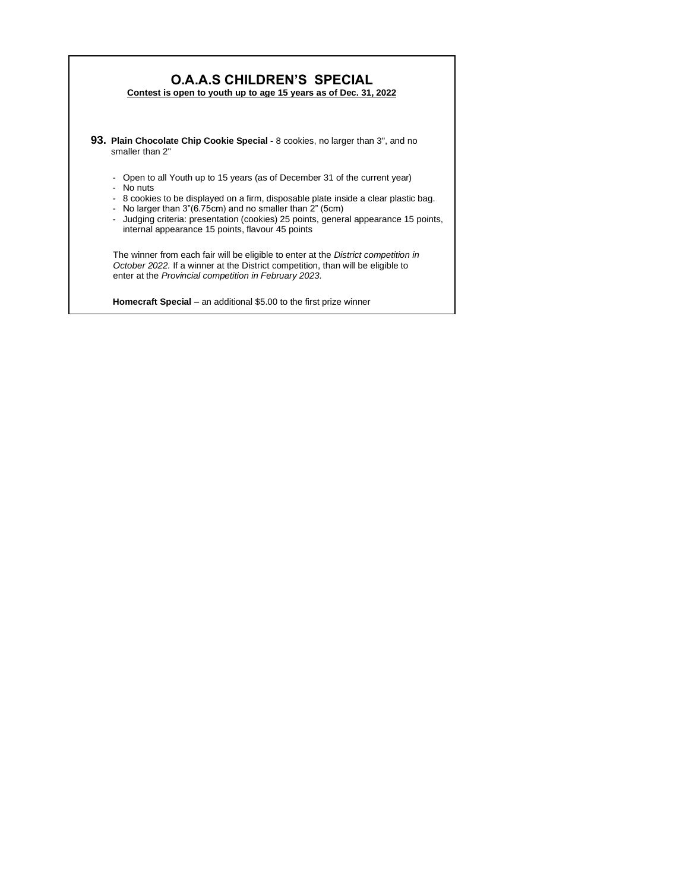# O.A.A.S CHILDREN'S SPECIAL

**Contest is open to youth up to age 15 years as of Dec. 31, 2022**

**93. Plain Chocolate Chip Cookie Special -** 8 cookies, no larger than 3", and no smaller than 2"

- Open to all Youth up to 15 years (as of December 31 of the current year)
- No nuts
- 8 cookies to be displayed on a firm, disposable plate inside a clear plastic bag.
- No larger than 3"(6.75cm) and no smaller than 2" (5cm)
- Judging criteria: presentation (cookies) 25 points, general appearance 15 points, internal appearance 15 points, flavour 45 points

The winner from each fair will be eligible to enter at the *District competition in October 2022.* If a winner at the District competition, than will be eligible to enter at the *Provincial competition in February 2023.*

**Homecraft Special** – an additional $5.00 to the first prize winner